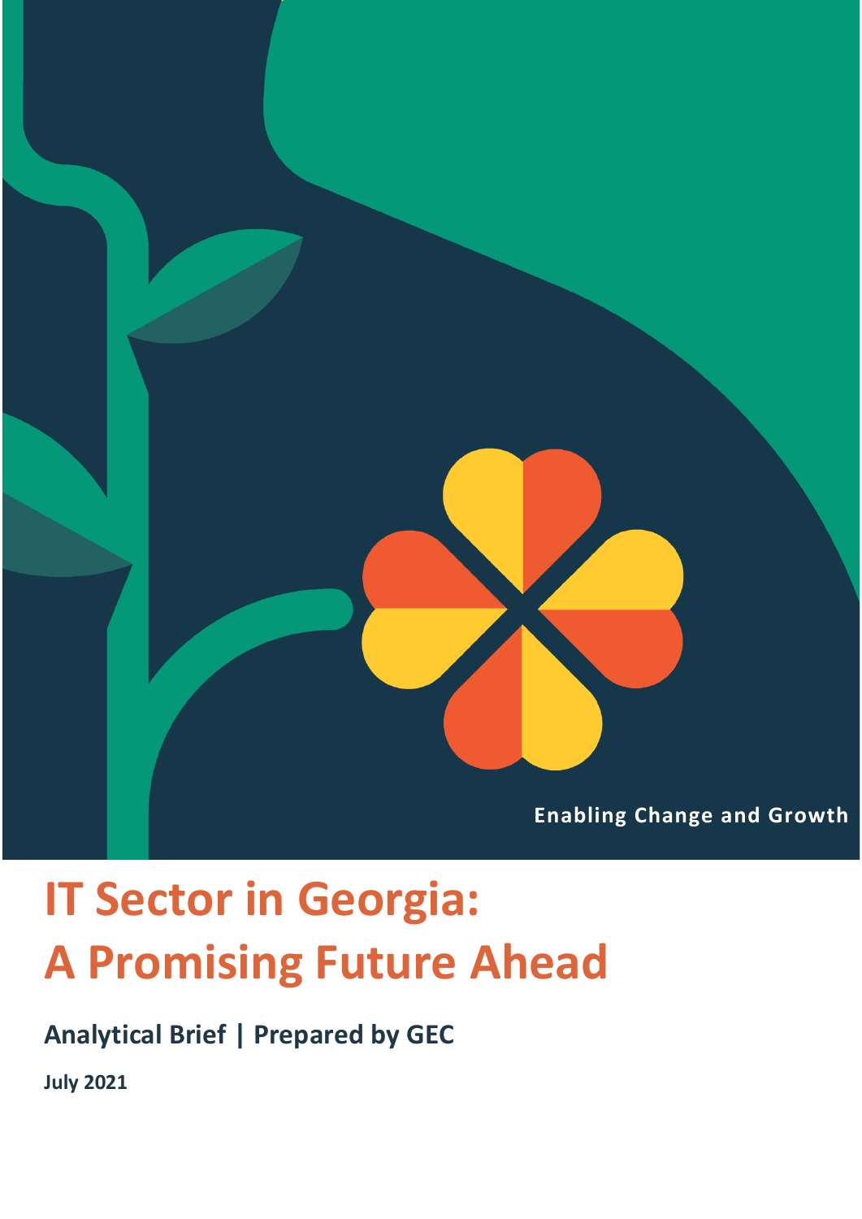Enabling Change and Growth

# IT Sector in Georgia: A Promising Future Ahead

**Analytical Brief | Prepared by GEC**

**July 2021**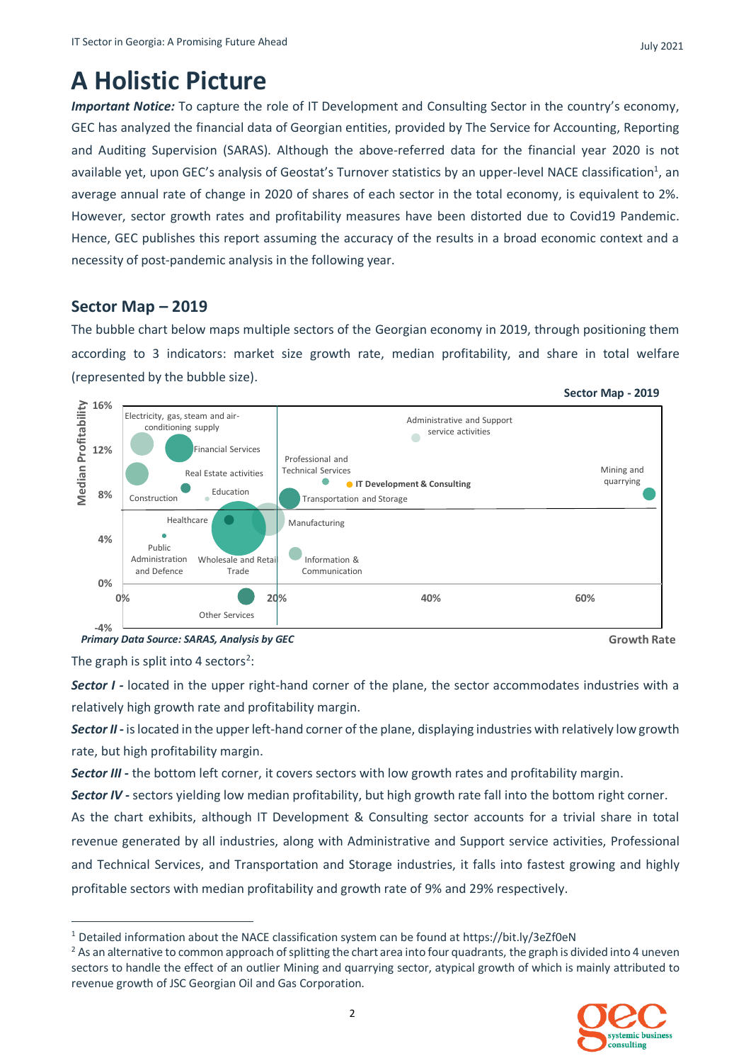# A Holistic Picture

***Important Notice:*** To capture the role of IT Development and Consulting Sector in the country's economy, GEC has analyzed the financial data of Georgian entities, provided by The Service for Accounting, Reporting and Auditing Supervision (SARAS). Although the above-referred data for the financial year 2020 is not available yet, upon GEC's analysis of Geostat's Turnover statistics by an upper-level NACE classification[1], an average annual rate of change in 2020 of shares of each sector in the total economy, is equivalent to 2%. However, sector growth rates and profitability measures have been distorted due to Covid19 Pandemic. Hence, GEC publishes this report assuming the accuracy of the results in a broad economic context and a necessity of post-pandemic analysis in the following year.

## Sector Map – 2019

The bubble chart below maps multiple sectors of the Georgian economy in 2019, through positioning them according to 3 indicators: market size growth rate, median profitability, and share in total welfare (represented by the bubble size).

**Sector Map - 2019**

***Primary Data Source: SARAS, Analysis by GEC***

The graph is split into 4 sectors[2]:

***Sector I -*** located in the upper right-hand corner of the plane, the sector accommodates industries with a relatively high growth rate and profitability margin.

***Sector II -*** is located in the upper left-hand corner of the plane, displaying industries with relatively low growth rate, but high profitability margin.

***Sector III -*** the bottom left corner, it covers sectors with low growth rates and profitability margin.

***Sector IV -*** sectors yielding low median profitability, but high growth rate fall into the bottom right corner.

As the chart exhibits, although IT Development & Consulting sector accounts for a trivial share in total revenue generated by all industries, along with Administrative and Support service activities, Professional and Technical Services, and Transportation and Storage industries, it falls into fastest growing and highly profitable sectors with median profitability and growth rate of 9% and 29% respectively.

---

[1] Detailed information about the NACE classification system can be found at https://bit.ly/3eZf0eN

[2] As an alternative to common approach of splitting the chart area into four quadrants, the graph is divided into 4 uneven sectors to handle the effect of an outlier Mining and quarrying sector, atypical growth of which is mainly attributed to revenue growth of JSC Georgian Oil and Gas Corporation.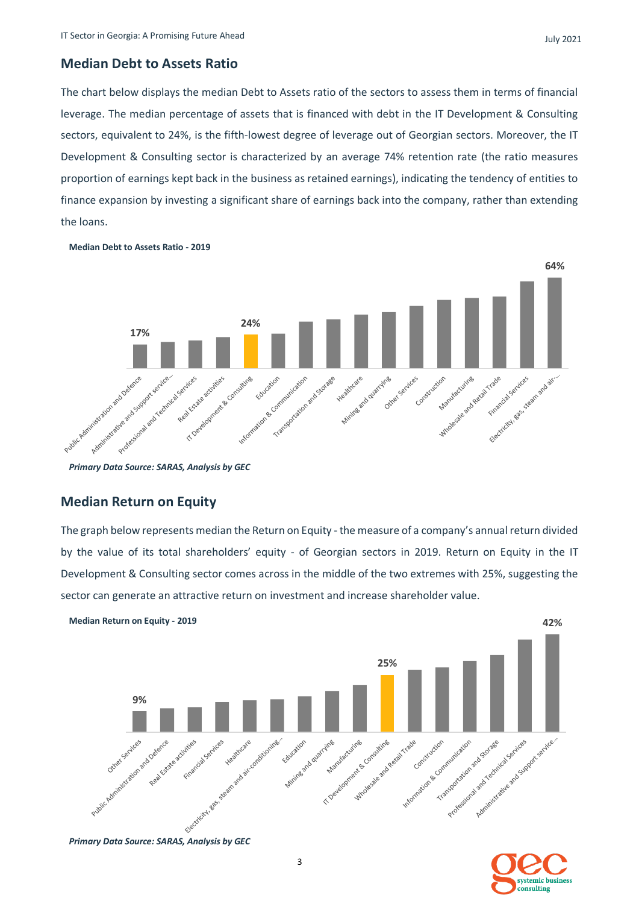## Median Debt to Assets Ratio

The chart below displays the median Debt to Assets ratio of the sectors to assess them in terms of financial leverage. The median percentage of assets that is financed with debt in the IT Development & Consulting sectors, equivalent to 24%, is the fifth-lowest degree of leverage out of Georgian sectors. Moreover, the IT Development & Consulting sector is characterized by an average 74% retention rate (the ratio measures proportion of earnings kept back in the business as retained earnings), indicating the tendency of entities to finance expansion by investing a significant share of earnings back into the company, rather than extending the loans.

**Median Debt to Assets Ratio - 2019**

| Sector | Median Debt to Assets Ratio |
|---|---|
| Public Administration and Defence | 17% |
| Administrative and Support service... | |
| Professional and Technical Services | |
| Real Estate activities | |
| IT Development & Consulting | 24% |
| Education | |
| Information & Communication | |
| Transportation and Storage | |
| Healthcare | |
| Mining and quarrying | |
| Other Services | |
| Construction | |
| Manufacturing | |
| Wholesale and Retail Trade | |
| Financial Services | |
| Electricity, gas, steam and air-... | 64% |

***Primary Data Source: SARAS, Analysis by GEC***

## Median Return on Equity

The graph below represents median the Return on Equity - the measure of a company's annual return divided by the value of its total shareholders' equity - of Georgian sectors in 2019. Return on Equity in the IT Development & Consulting sector comes across in the middle of the two extremes with 25%, suggesting the sector can generate an attractive return on investment and increase shareholder value.

**Median Return on Equity - 2019**

| Sector | Median Return on Equity |
|---|---|
| Other Services | 9% |
| Public Administration and Defence | |
| Real Estate activities | |
| Financial Services | |
| Healthcare | |
| Electricity, gas, steam and air-conditioning... | |
| Education | |
| Mining and quarrying | |
| Manufacturing | |
| IT Development & Consulting | 25% |
| Wholesale and Retail Trade | |
| Construction | |
| Information & Communication | |
| Transportation and Storage | |
| Professional and Technical Services | |
| Administrative and Support service... | 42% |

***Primary Data Source: SARAS, Analysis by GEC***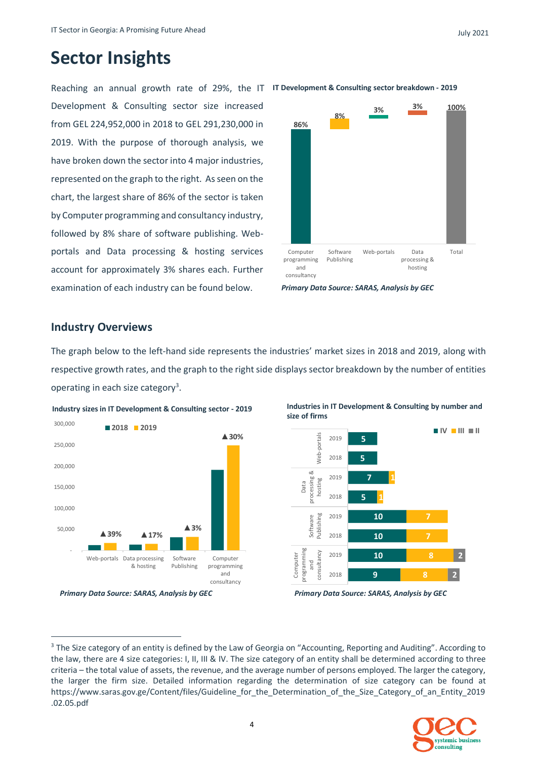# Sector Insights

Reaching an annual growth rate of 29%, the IT Development & Consulting sector size increased from GEL 224,952,000 in 2018 to GEL 291,230,000 in 2019. With the purpose of thorough analysis, we have broken down the sector into 4 major industries, represented on the graph to the right. As seen on the chart, the largest share of 86% of the sector is taken by Computer programming and consultancy industry, followed by 8% share of software publishing. Web-portals and Data processing & hosting services account for approximately 3% shares each. Further examination of each industry can be found below.

**IT Development & Consulting sector breakdown - 2019**

| Industry | Share |
|---|---|
| Computer programming and consultancy | 86% |
| Software Publishing | 8% |
| Web-portals | 3% |
| Data processing & hosting | 3% |
| Total | 100% |

***Primary Data Source: SARAS, Analysis by GEC***

## Industry Overviews

The graph below to the left-hand side represents the industries' market sizes in 2018 and 2019, along with respective growth rates, and the graph to the right side displays sector breakdown by the number of entities operating in each size category[3].

**Industry sizes in IT Development & Consulting sector - 2019**

| Industry | Growth |
|---|---|
| Web-portals | ▲39% |
| Data processing & hosting | ▲17% |
| Software Publishing | ▲3% |
| Computer programming and consultancy | ▲30% |

***Primary Data Source: SARAS, Analysis by GEC***

**Industries in IT Development & Consulting by number and size of firms**

| Industry | Year | IV | III | II |
|---|---|---|---|---|
| Web-portals | 2019 | 5 | | |
| Web-portals | 2018 | 5 | | |
| Data processing & hosting | 2019 | 7 | 1 | |
| Data processing & hosting | 2018 | 5 | 1 | |
| Software Publishing | 2019 | 10 | 7 | |
| Software Publishing | 2018 | 10 | 7 | |
| Computer programming and consultancy | 2019 | 10 | 8 | 2 |
| Computer programming and consultancy | 2018 | 9 | 8 | 2 |

***Primary Data Source: SARAS, Analysis by GEC***

---

[3] The Size category of an entity is defined by the Law of Georgia on "Accounting, Reporting and Auditing". According to the law, there are 4 size categories: I, II, III & IV. The size category of an entity shall be determined according to three criteria – the total value of assets, the revenue, and the average number of persons employed. The larger the category, the larger the firm size. Detailed information regarding the determination of size category can be found at https://www.saras.gov.ge/Content/files/Guideline_for_the_Determination_of_the_Size_Category_of_an_Entity_2019.02.05.pdf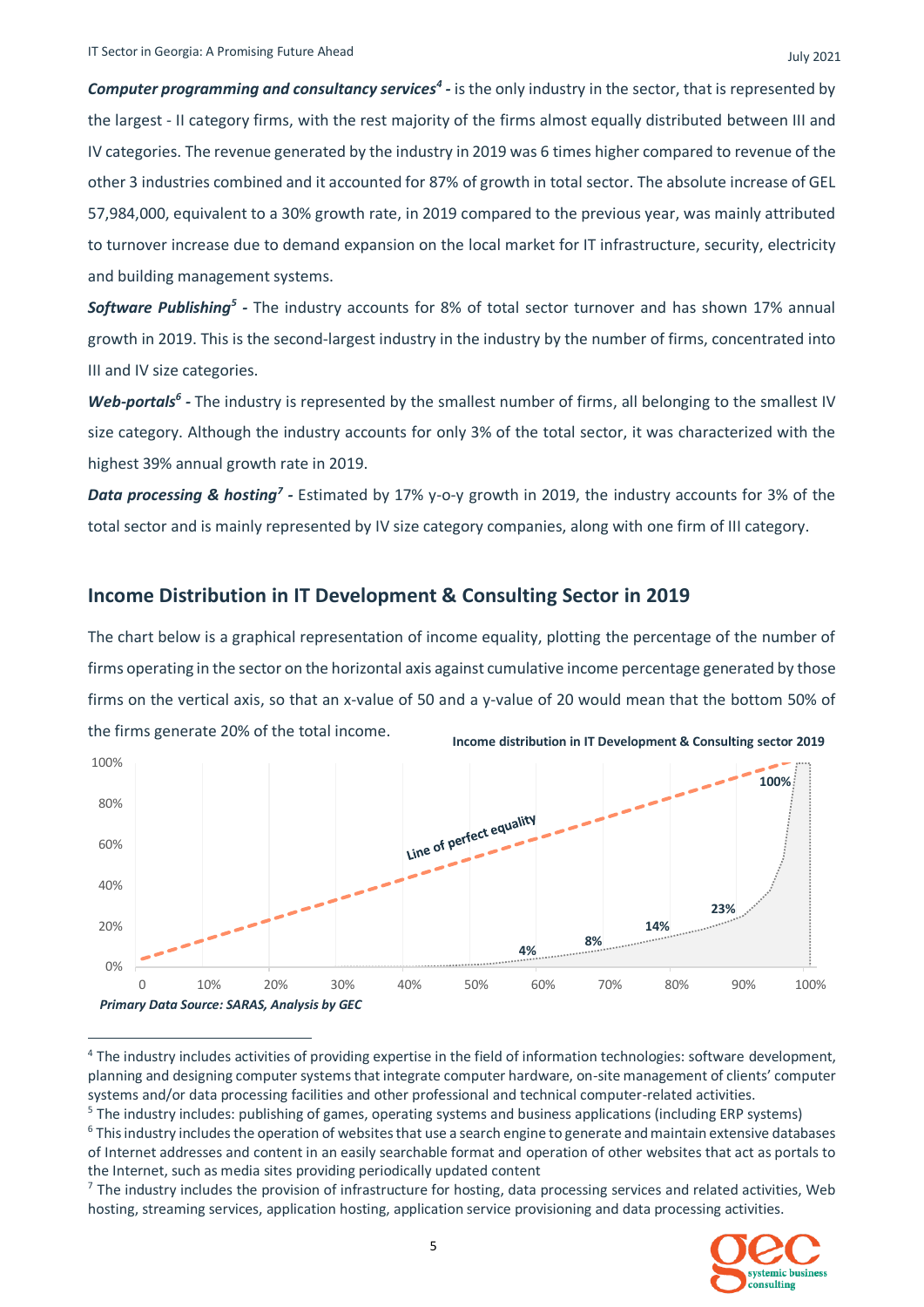***Computer programming and consultancy services*[4] -** is the only industry in the sector, that is represented by the largest - II category firms, with the rest majority of the firms almost equally distributed between III and IV categories. The revenue generated by the industry in 2019 was 6 times higher compared to revenue of the other 3 industries combined and it accounted for 87% of growth in total sector. The absolute increase of GEL 57,984,000, equivalent to a 30% growth rate, in 2019 compared to the previous year, was mainly attributed to turnover increase due to demand expansion on the local market for IT infrastructure, security, electricity and building management systems.

***Software Publishing*[5] -** The industry accounts for 8% of total sector turnover and has shown 17% annual growth in 2019. This is the second-largest industry in the industry by the number of firms, concentrated into III and IV size categories.

***Web-portals*[6] -** The industry is represented by the smallest number of firms, all belonging to the smallest IV size category. Although the industry accounts for only 3% of the total sector, it was characterized with the highest 39% annual growth rate in 2019.

***Data processing & hosting*[7] -** Estimated by 17% y-o-y growth in 2019, the industry accounts for 3% of the total sector and is mainly represented by IV size category companies, along with one firm of III category.

## Income Distribution in IT Development & Consulting Sector in 2019

The chart below is a graphical representation of income equality, plotting the percentage of the number of firms operating in the sector on the horizontal axis against cumulative income percentage generated by those firms on the vertical axis, so that an x-value of 50 and a y-value of 20 would mean that the bottom 50% of the firms generate 20% of the total income.

**Income distribution in IT Development & Consulting sector 2019**

*Primary Data Source: SARAS, Analysis by GEC*

---

[4] The industry includes activities of providing expertise in the field of information technologies: software development, planning and designing computer systems that integrate computer hardware, on-site management of clients' computer systems and/or data processing facilities and other professional and technical computer-related activities.

[5] The industry includes: publishing of games, operating systems and business applications (including ERP systems)

[6] This industry includes the operation of websites that use a search engine to generate and maintain extensive databases of Internet addresses and content in an easily searchable format and operation of other websites that act as portals to the Internet, such as media sites providing periodically updated content

[7] The industry includes the provision of infrastructure for hosting, data processing services and related activities, Web hosting, streaming services, application hosting, application service provisioning and data processing activities.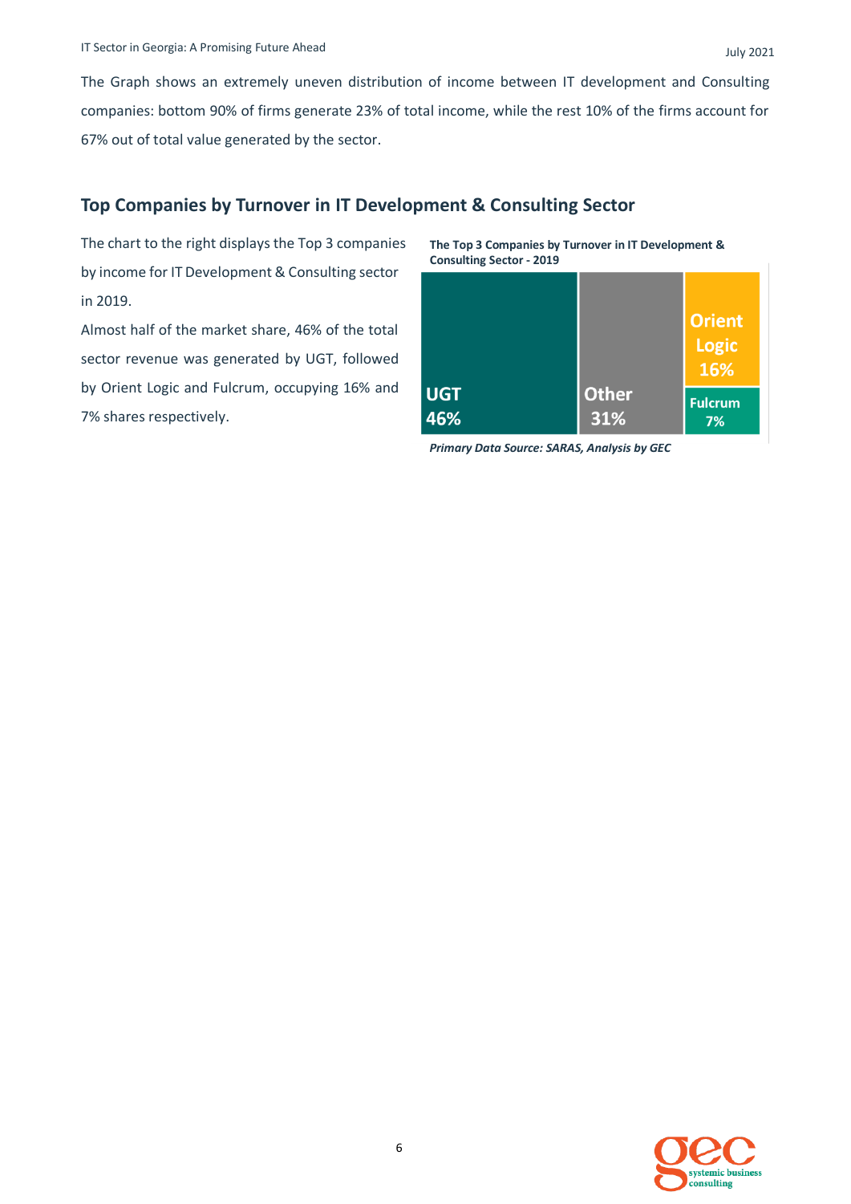The Graph shows an extremely uneven distribution of income between IT development and Consulting companies: bottom 90% of firms generate 23% of total income, while the rest 10% of the firms account for 67% out of total value generated by the sector.

## Top Companies by Turnover in IT Development & Consulting Sector

The chart to the right displays the Top 3 companies by income for IT Development & Consulting sector in 2019.

Almost half of the market share, 46% of the total sector revenue was generated by UGT, followed by Orient Logic and Fulcrum, occupying 16% and 7% shares respectively.

**The Top 3 Companies by Turnover in IT Development & Consulting Sector - 2019**

| Company | Share |
|---|---|
| UGT | 46% |
| Other | 31% |
| Orient Logic | 16% |
| Fulcrum | 7% |

***Primary Data Source: SARAS, Analysis by GEC***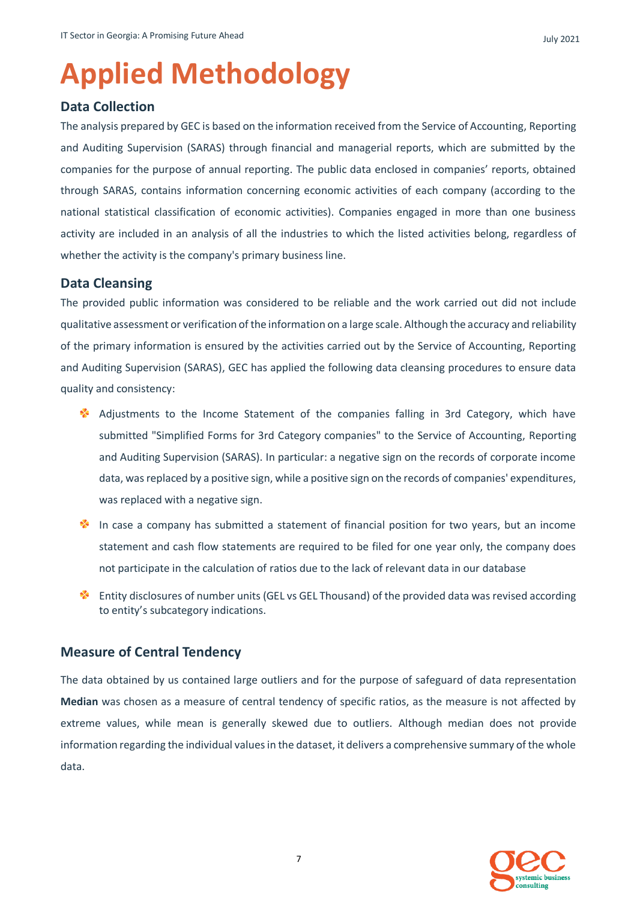# Applied Methodology

## Data Collection

The analysis prepared by GEC is based on the information received from the Service of Accounting, Reporting and Auditing Supervision (SARAS) through financial and managerial reports, which are submitted by the companies for the purpose of annual reporting. The public data enclosed in companies' reports, obtained through SARAS, contains information concerning economic activities of each company (according to the national statistical classification of economic activities). Companies engaged in more than one business activity are included in an analysis of all the industries to which the listed activities belong, regardless of whether the activity is the company's primary business line.

## Data Cleansing

The provided public information was considered to be reliable and the work carried out did not include qualitative assessment or verification of the information on a large scale. Although the accuracy and reliability of the primary information is ensured by the activities carried out by the Service of Accounting, Reporting and Auditing Supervision (SARAS), GEC has applied the following data cleansing procedures to ensure data quality and consistency:

- Adjustments to the Income Statement of the companies falling in 3rd Category, which have submitted "Simplified Forms for 3rd Category companies" to the Service of Accounting, Reporting and Auditing Supervision (SARAS). In particular: a negative sign on the records of corporate income data, was replaced by a positive sign, while a positive sign on the records of companies' expenditures, was replaced with a negative sign.
- In case a company has submitted a statement of financial position for two years, but an income statement and cash flow statements are required to be filed for one year only, the company does not participate in the calculation of ratios due to the lack of relevant data in our database
- Entity disclosures of number units (GEL vs GEL Thousand) of the provided data was revised according to entity's subcategory indications.

## Measure of Central Tendency

The data obtained by us contained large outliers and for the purpose of safeguard of data representation **Median** was chosen as a measure of central tendency of specific ratios, as the measure is not affected by extreme values, while mean is generally skewed due to outliers. Although median does not provide information regarding the individual values in the dataset, it delivers a comprehensive summary of the whole data.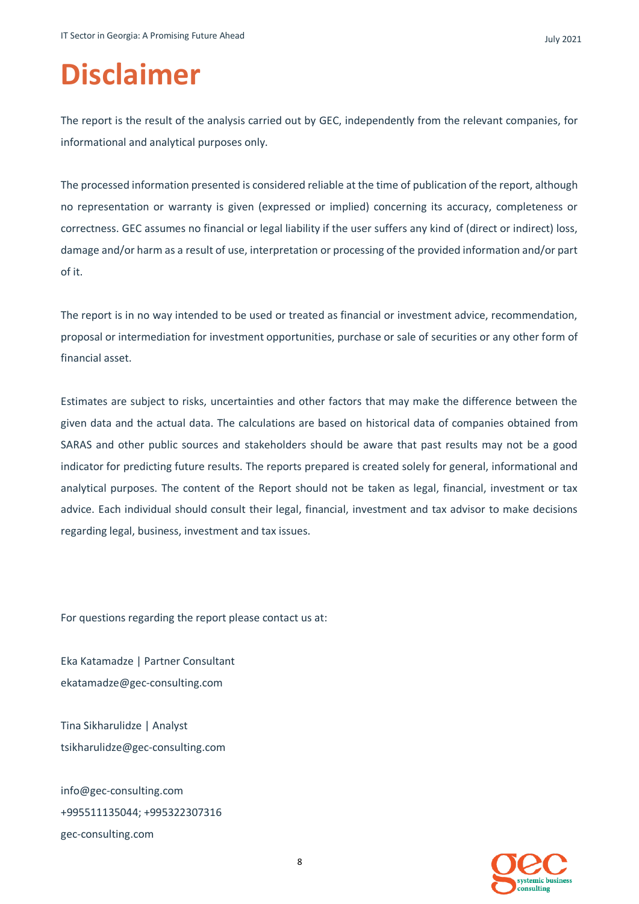# Disclaimer

The report is the result of the analysis carried out by GEC, independently from the relevant companies, for informational and analytical purposes only.

The processed information presented is considered reliable at the time of publication of the report, although no representation or warranty is given (expressed or implied) concerning its accuracy, completeness or correctness. GEC assumes no financial or legal liability if the user suffers any kind of (direct or indirect) loss, damage and/or harm as a result of use, interpretation or processing of the provided information and/or part of it.

The report is in no way intended to be used or treated as financial or investment advice, recommendation, proposal or intermediation for investment opportunities, purchase or sale of securities or any other form of financial asset.

Estimates are subject to risks, uncertainties and other factors that may make the difference between the given data and the actual data. The calculations are based on historical data of companies obtained from SARAS and other public sources and stakeholders should be aware that past results may not be a good indicator for predicting future results. The reports prepared is created solely for general, informational and analytical purposes. The content of the Report should not be taken as legal, financial, investment or tax advice. Each individual should consult their legal, financial, investment and tax advisor to make decisions regarding legal, business, investment and tax issues.

For questions regarding the report please contact us at:

Eka Katamadze | Partner Consultant
ekatamadze@gec-consulting.com

Tina Sikharulidze | Analyst
tsikharulidze@gec-consulting.com

info@gec-consulting.com
+995511135044; +995322307316
gec-consulting.com